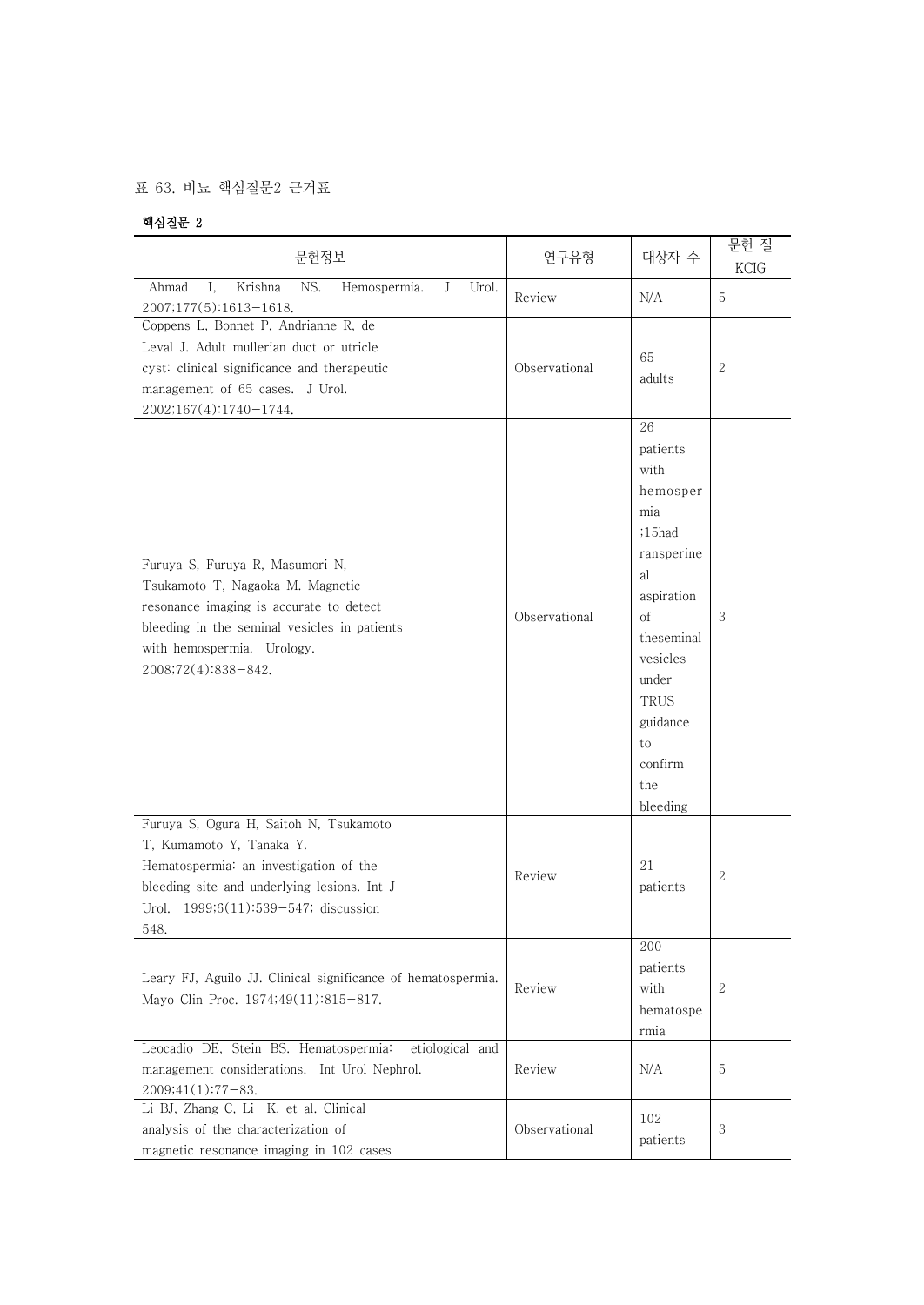표 63. 비뇨 핵심질문2 근거표

**핵심질문 2**

| 문헌정보 | 연구유형 | 대상자 수 | 문헌 질 KCIG |
|---|---|---|---|
| Ahmad I, Krishna NS. Hemospermia. J Urol. 2007;177(5):1613-1618. | Review | N/A | 5 |
| Coppens L, Bonnet P, Andrianne R, de Leval J. Adult mullerian duct or utricle cyst: clinical significance and therapeutic management of 65 cases. J Urol. 2002;167(4):1740-1744. | Observational | 65 adults | 2 |
| Furuya S, Furuya R, Masumori N, Tsukamoto T, Nagaoka M. Magnetic resonance imaging is accurate to detect bleeding in the seminal vesicles in patients with hemospermia. Urology. 2008;72(4):838-842. | Observational | 26 patients with hemospermia ;15had ransperineal aspiration of theseminal vesicles under TRUS guidance to confirm the bleeding | 3 |
| Furuya S, Ogura H, Saitoh N, Tsukamoto T, Kumamoto Y, Tanaka Y. Hematospermia: an investigation of the bleeding site and underlying lesions. Int J Urol. 1999;6(11):539-547; discussion 548. | Review | 21 patients | 2 |
| Leary FJ, Aguilo JJ. Clinical significance of hematospermia. Mayo Clin Proc. 1974;49(11):815-817. | Review | 200 patients with hematospermia | 2 |
| Leocadio DE, Stein BS. Hematospermia: etiological and management considerations. Int Urol Nephrol. 2009;41(1):77-83. | Review | N/A | 5 |
| Li BJ, Zhang C, Li K, et al. Clinical analysis of the characterization of magnetic resonance imaging in 102 cases | Observational | 102 patients | 3 |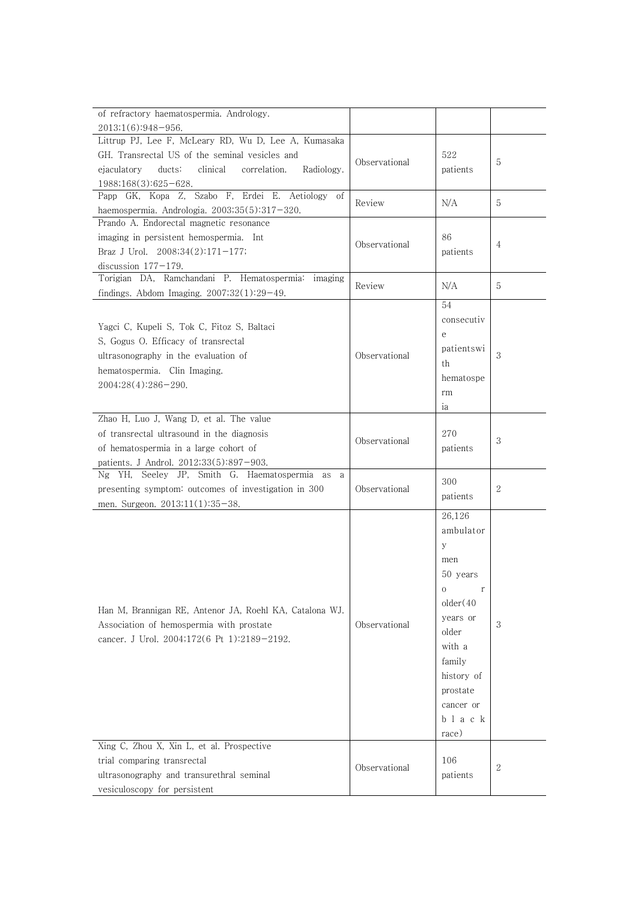| | | | |
|---|---|---|---|
| of refractory haematospermia. Andrology. 2013;1(6):948–956. | | | |
| Littrup PJ, Lee F, McLeary RD, Wu D, Lee A, Kumasaka GH. Transrectal US of the seminal vesicles and ejaculatory ducts: clinical correlation. Radiology. 1988;168(3):625–628. | Observational | 522 patients | 5 |
| Papp GK, Kopa Z, Szabo F, Erdei E. Aetiology of haemospermia. Andrologia. 2003;35(5):317–320. | Review | N/A | 5 |
| Prando A. Endorectal magnetic resonance imaging in persistent hemospermia. Int Braz J Urol. 2008;34(2):171–177; discussion 177–179. | Observational | 86 patients | 4 |
| Torigian DA, Ramchandani P. Hematospermia: imaging findings. Abdom Imaging. 2007;32(1):29–49. | Review | N/A | 5 |
| Yagci C, Kupeli S, Tok C, Fitoz S, Baltaci S, Gogus O. Efficacy of transrectal ultrasonography in the evaluation of hematospermia. Clin Imaging. 2004;28(4):286–290. | Observational | 54 consecutive patientswith hematospermia | 3 |
| Zhao H, Luo J, Wang D, et al. The value of transrectal ultrasound in the diagnosis of hematospermia in a large cohort of patients. J Androl. 2012;33(5):897–903. | Observational | 270 patients | 3 |
| Ng YH, Seeley JP, Smith G. Haematospermia as a presenting symptom: outcomes of investigation in 300 men. Surgeon. 2013;11(1):35–38. | Observational | 300 patients | 2 |
| Han M, Brannigan RE, Antenor JA, Roehl KA, Catalona WJ. Association of hemospermia with prostate cancer. J Urol. 2004;172(6 Pt 1):2189–2192. | Observational | 26,126 ambulatory men 50 years or older(40 years or older with a family history of prostate cancer or black race) | 3 |
| Xing C, Zhou X, Xin L, et al. Prospective trial comparing transrectal ultrasonography and transurethral seminal vesiculoscopy for persistent | Observational | 106 patients | 2 |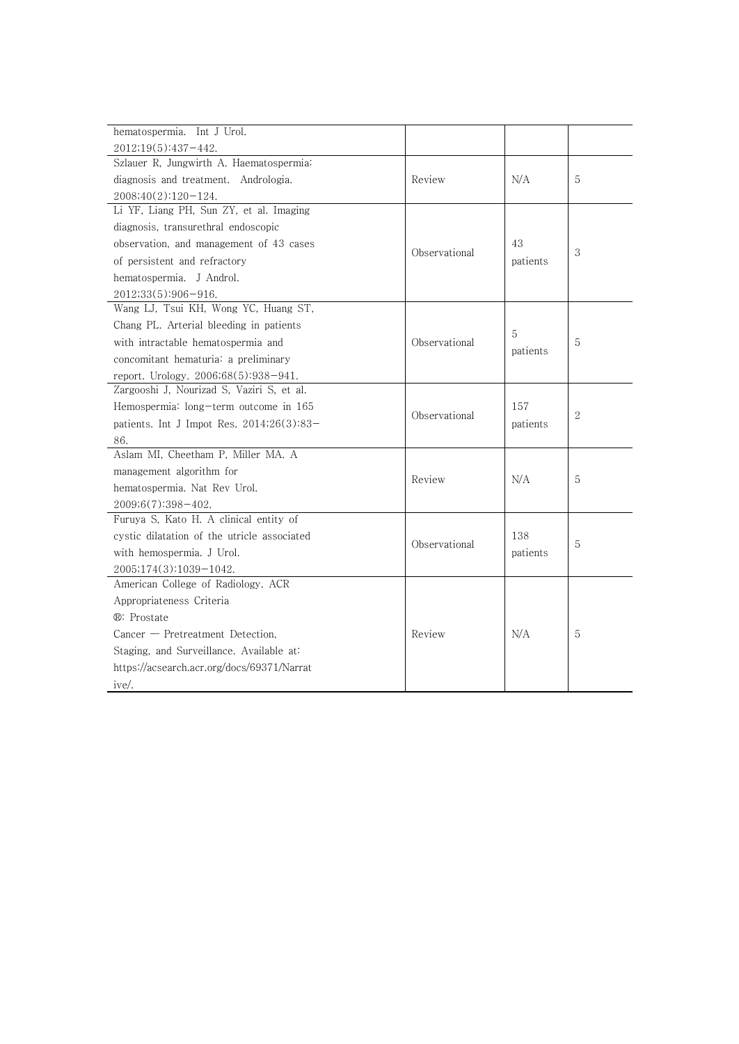| | | | |
|---|---|---|---|
| hematospermia. Int J Urol. 2012;19(5):437−442. | | | |
| Szlauer R, Jungwirth A. Haematospermia: diagnosis and treatment. Andrologia. 2008;40(2):120−124. | Review | N/A | 5 |
| Li YF, Liang PH, Sun ZY, et al. Imaging diagnosis, transurethral endoscopic observation, and management of 43 cases of persistent and refractory hematospermia. J Androl. 2012;33(5):906−916. | Observational | 43 patients | 3 |
| Wang LJ, Tsui KH, Wong YC, Huang ST, Chang PL. Arterial bleeding in patients with intractable hematospermia and concomitant hematuria: a preliminary report. Urology. 2006;68(5):938−941. | Observational | 5 patients | 5 |
| Zargooshi J, Nourizad S, Vaziri S, et al. Hemospermia: long−term outcome in 165 patients. Int J Impot Res. 2014;26(3):83−86. | Observational | 157 patients | 2 |
| Aslam MI, Cheetham P, Miller MA. A management algorithm for hematospermia. Nat Rev Urol. 2009;6(7):398−402. | Review | N/A | 5 |
| Furuya S, Kato H. A clinical entity of cystic dilatation of the utricle associated with hemospermia. J Urol. 2005;174(3):1039−1042. | Observational | 138 patients | 5 |
| American College of Radiology. ACR Appropriateness Criteria ®: Prostate Cancer — Pretreatment Detection, Staging, and Surveillance. Available at: https://acsearch.acr.org/docs/69371/Narrative/. | Review | N/A | 5 |